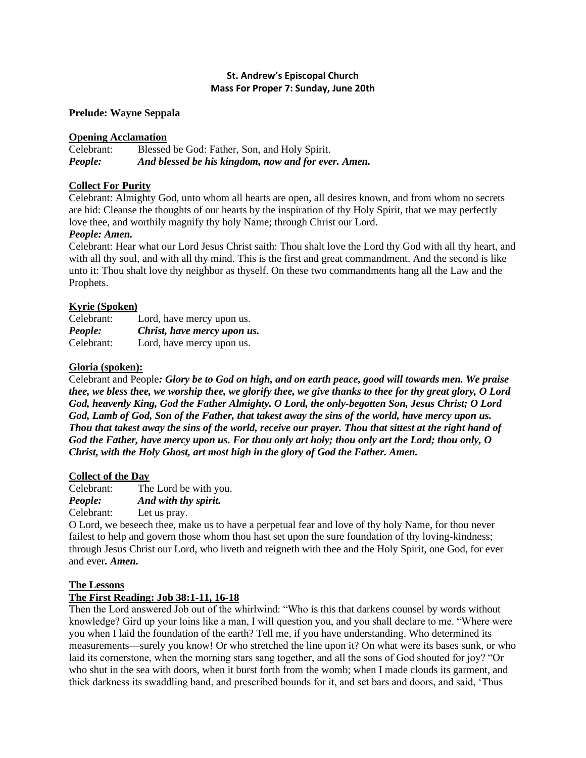**St. Andrew's Episcopal Church**
**Mass For Proper 7: Sunday, June 20th**

**Prelude: Wayne Seppala**

**Opening Acclamation**

Celebrant: Blessed be God: Father, Son, and Holy Spirit.
***People: And blessed be his kingdom, now and for ever. Amen.***

**Collect For Purity**

Celebrant: Almighty God, unto whom all hearts are open, all desires known, and from whom no secrets are hid: Cleanse the thoughts of our hearts by the inspiration of thy Holy Spirit, that we may perfectly love thee, and worthily magnify thy holy Name; through Christ our Lord.

***People: Amen.***

Celebrant: Hear what our Lord Jesus Christ saith: Thou shalt love the Lord thy God with all thy heart, and with all thy soul, and with all thy mind. This is the first and great commandment. And the second is like unto it: Thou shalt love thy neighbor as thyself. On these two commandments hang all the Law and the Prophets.

**Kyrie (Spoken)**

Celebrant: Lord, have mercy upon us.
***People: Christ, have mercy upon us.***
Celebrant: Lord, have mercy upon us.

**Gloria (spoken):**

Celebrant and People***: Glory be to God on high, and on earth peace, good will towards men. We praise thee, we bless thee, we worship thee, we glorify thee, we give thanks to thee for thy great glory, O Lord God, heavenly King, God the Father Almighty. O Lord, the only-begotten Son, Jesus Christ; O Lord God, Lamb of God, Son of the Father, that takest away the sins of the world, have mercy upon us. Thou that takest away the sins of the world, receive our prayer. Thou that sittest at the right hand of God the Father, have mercy upon us. For thou only art holy; thou only art the Lord; thou only, O Christ, with the Holy Ghost, art most high in the glory of God the Father. Amen.***

**Collect of the Day**

Celebrant: The Lord be with you.
***People: And with thy spirit.***
Celebrant: Let us pray.

O Lord, we beseech thee, make us to have a perpetual fear and love of thy holy Name, for thou never failest to help and govern those whom thou hast set upon the sure foundation of thy loving-kindness; through Jesus Christ our Lord, who liveth and reigneth with thee and the Holy Spirit, one God, for ever and ever***. Amen.***

**The Lessons**

**The First Reading: Job 38:1-11, 16-18**

Then the Lord answered Job out of the whirlwind: "Who is this that darkens counsel by words without knowledge? Gird up your loins like a man, I will question you, and you shall declare to me. "Where were you when I laid the foundation of the earth? Tell me, if you have understanding. Who determined its measurements—surely you know! Or who stretched the line upon it? On what were its bases sunk, or who laid its cornerstone, when the morning stars sang together, and all the sons of God shouted for joy? "Or who shut in the sea with doors, when it burst forth from the womb; when I made clouds its garment, and thick darkness its swaddling band, and prescribed bounds for it, and set bars and doors, and said, 'Thus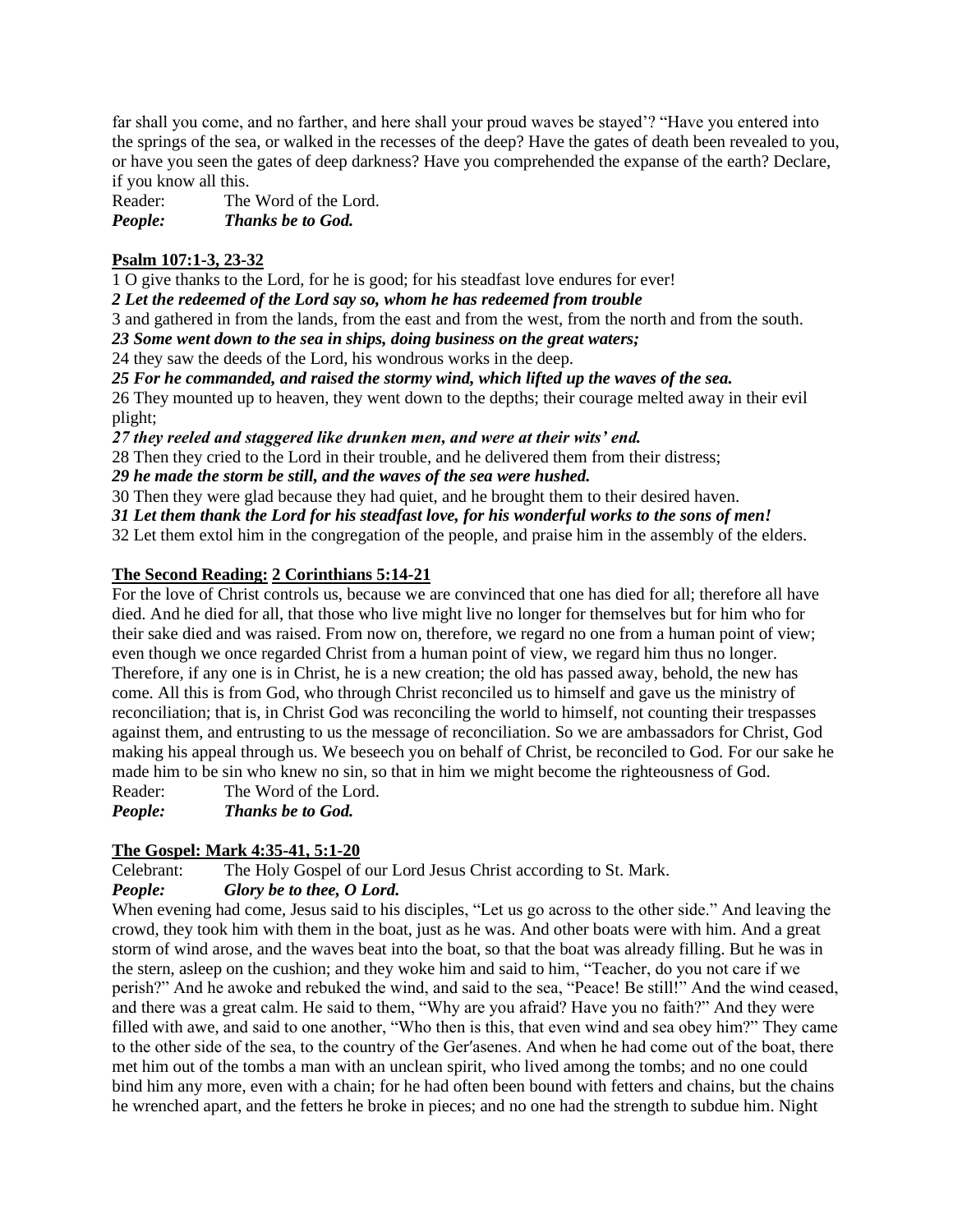far shall you come, and no farther, and here shall your proud waves be stayed'? "Have you entered into the springs of the sea, or walked in the recesses of the deep? Have the gates of death been revealed to you, or have you seen the gates of deep darkness? Have you comprehended the expanse of the earth? Declare, if you know all this.

Reader: The Word of the Lord.
***People: Thanks be to God.***

**Psalm 107:1-3, 23-32**

1 O give thanks to the Lord, for he is good; for his steadfast love endures for ever!
***2 Let the redeemed of the Lord say so, whom he has redeemed from trouble***
3 and gathered in from the lands, from the east and from the west, from the north and from the south.
***23 Some went down to the sea in ships, doing business on the great waters;***
24 they saw the deeds of the Lord, his wondrous works in the deep.
***25 For he commanded, and raised the stormy wind, which lifted up the waves of the sea.***
26 They mounted up to heaven, they went down to the depths; their courage melted away in their evil plight;
***27 they reeled and staggered like drunken men, and were at their wits' end.***
28 Then they cried to the Lord in their trouble, and he delivered them from their distress;
***29 he made the storm be still, and the waves of the sea were hushed.***
30 Then they were glad because they had quiet, and he brought them to their desired haven.
***31 Let them thank the Lord for his steadfast love, for his wonderful works to the sons of men!***
32 Let them extol him in the congregation of the people, and praise him in the assembly of the elders.

**The Second Reading: 2 Corinthians 5:14-21**

For the love of Christ controls us, because we are convinced that one has died for all; therefore all have died. And he died for all, that those who live might live no longer for themselves but for him who for their sake died and was raised. From now on, therefore, we regard no one from a human point of view; even though we once regarded Christ from a human point of view, we regard him thus no longer. Therefore, if any one is in Christ, he is a new creation; the old has passed away, behold, the new has come. All this is from God, who through Christ reconciled us to himself and gave us the ministry of reconciliation; that is, in Christ God was reconciling the world to himself, not counting their trespasses against them, and entrusting to us the message of reconciliation. So we are ambassadors for Christ, God making his appeal through us. We beseech you on behalf of Christ, be reconciled to God. For our sake he made him to be sin who knew no sin, so that in him we might become the righteousness of God.

Reader: The Word of the Lord.
***People: Thanks be to God.***

**The Gospel: Mark 4:35-41, 5:1-20**

Celebrant: The Holy Gospel of our Lord Jesus Christ according to St. Mark.
***People: Glory be to thee, O Lord.***

When evening had come, Jesus said to his disciples, "Let us go across to the other side." And leaving the crowd, they took him with them in the boat, just as he was. And other boats were with him. And a great storm of wind arose, and the waves beat into the boat, so that the boat was already filling. But he was in the stern, asleep on the cushion; and they woke him and said to him, "Teacher, do you not care if we perish?" And he awoke and rebuked the wind, and said to the sea, "Peace! Be still!" And the wind ceased, and there was a great calm. He said to them, "Why are you afraid? Have you no faith?" And they were filled with awe, and said to one another, "Who then is this, that even wind and sea obey him?" They came to the other side of the sea, to the country of the Ger′asenes. And when he had come out of the boat, there met him out of the tombs a man with an unclean spirit, who lived among the tombs; and no one could bind him any more, even with a chain; for he had often been bound with fetters and chains, but the chains he wrenched apart, and the fetters he broke in pieces; and no one had the strength to subdue him. Night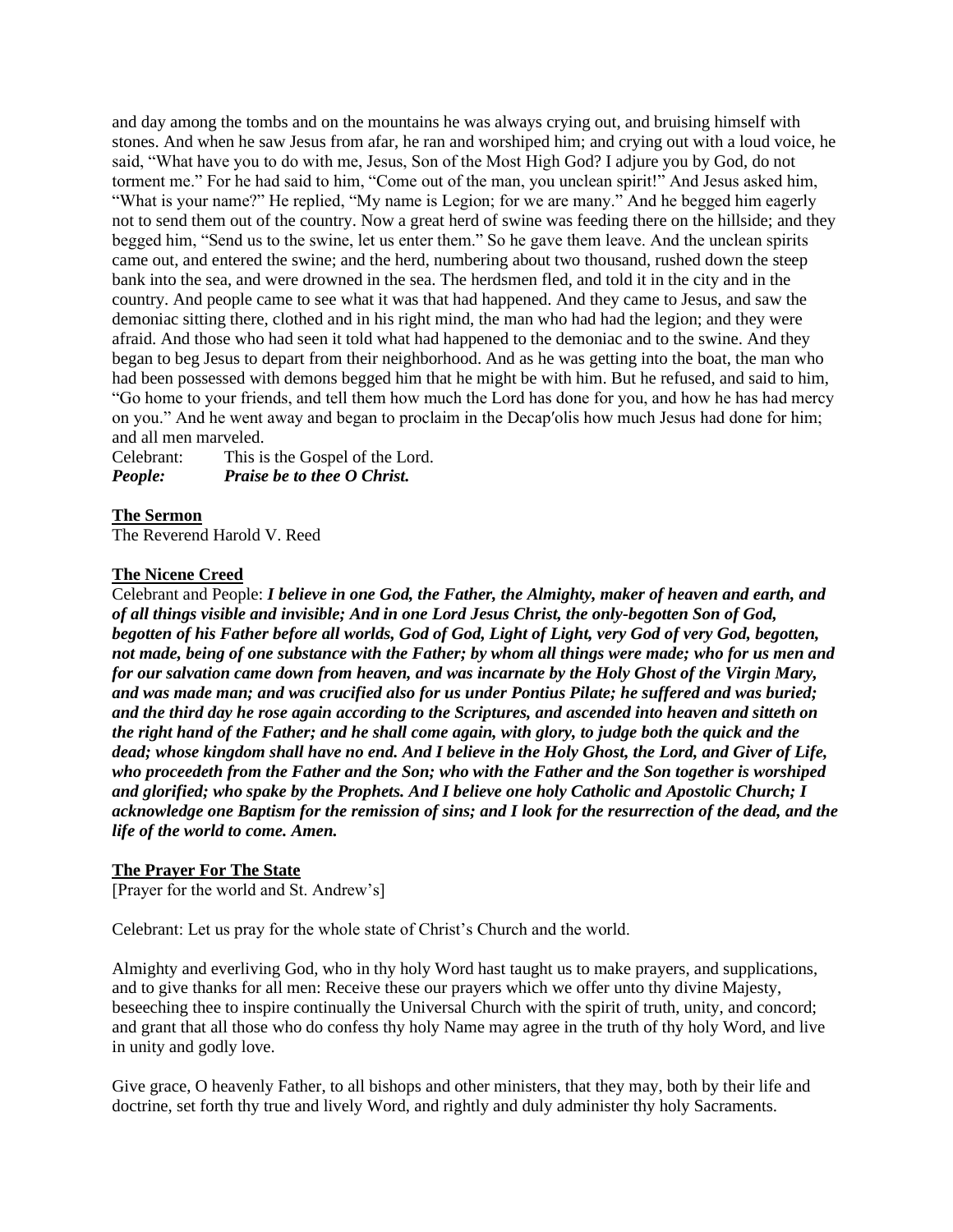and day among the tombs and on the mountains he was always crying out, and bruising himself with stones. And when he saw Jesus from afar, he ran and worshiped him; and crying out with a loud voice, he said, "What have you to do with me, Jesus, Son of the Most High God? I adjure you by God, do not torment me." For he had said to him, "Come out of the man, you unclean spirit!" And Jesus asked him, "What is your name?" He replied, "My name is Legion; for we are many." And he begged him eagerly not to send them out of the country. Now a great herd of swine was feeding there on the hillside; and they begged him, "Send us to the swine, let us enter them." So he gave them leave. And the unclean spirits came out, and entered the swine; and the herd, numbering about two thousand, rushed down the steep bank into the sea, and were drowned in the sea. The herdsmen fled, and told it in the city and in the country. And people came to see what it was that had happened. And they came to Jesus, and saw the demoniac sitting there, clothed and in his right mind, the man who had had the legion; and they were afraid. And those who had seen it told what had happened to the demoniac and to the swine. And they began to beg Jesus to depart from their neighborhood. And as he was getting into the boat, the man who had been possessed with demons begged him that he might be with him. But he refused, and said to him, "Go home to your friends, and tell them how much the Lord has done for you, and how he has had mercy on you." And he went away and began to proclaim in the Decap′olis how much Jesus had done for him; and all men marveled.

Celebrant: This is the Gospel of the Lord.
***People: Praise be to thee O Christ.***

**The Sermon**
The Reverend Harold V. Reed

**The Nicene Creed**
Celebrant and People: ***I believe in one God, the Father, the Almighty, maker of heaven and earth, and of all things visible and invisible; And in one Lord Jesus Christ, the only-begotten Son of God, begotten of his Father before all worlds, God of God, Light of Light, very God of very God, begotten, not made, being of one substance with the Father; by whom all things were made; who for us men and for our salvation came down from heaven, and was incarnate by the Holy Ghost of the Virgin Mary, and was made man; and was crucified also for us under Pontius Pilate; he suffered and was buried; and the third day he rose again according to the Scriptures, and ascended into heaven and sitteth on the right hand of the Father; and he shall come again, with glory, to judge both the quick and the dead; whose kingdom shall have no end. And I believe in the Holy Ghost, the Lord, and Giver of Life, who proceedeth from the Father and the Son; who with the Father and the Son together is worshiped and glorified; who spake by the Prophets. And I believe one holy Catholic and Apostolic Church; I acknowledge one Baptism for the remission of sins; and I look for the resurrection of the dead, and the life of the world to come. Amen.***

**The Prayer For The State**
[Prayer for the world and St. Andrew's]

Celebrant: Let us pray for the whole state of Christ's Church and the world.

Almighty and everliving God, who in thy holy Word hast taught us to make prayers, and supplications, and to give thanks for all men: Receive these our prayers which we offer unto thy divine Majesty, beseeching thee to inspire continually the Universal Church with the spirit of truth, unity, and concord; and grant that all those who do confess thy holy Name may agree in the truth of thy holy Word, and live in unity and godly love.

Give grace, O heavenly Father, to all bishops and other ministers, that they may, both by their life and doctrine, set forth thy true and lively Word, and rightly and duly administer thy holy Sacraments.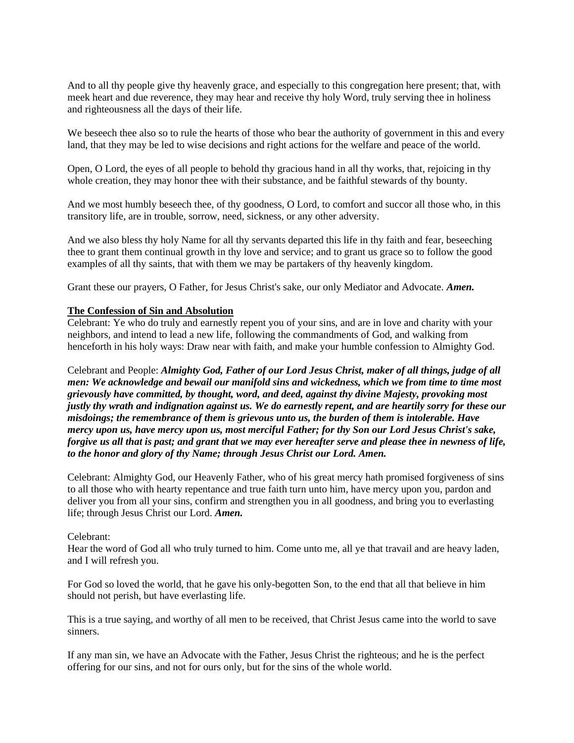And to all thy people give thy heavenly grace, and especially to this congregation here present; that, with meek heart and due reverence, they may hear and receive thy holy Word, truly serving thee in holiness and righteousness all the days of their life.

We beseech thee also so to rule the hearts of those who bear the authority of government in this and every land, that they may be led to wise decisions and right actions for the welfare and peace of the world.

Open, O Lord, the eyes of all people to behold thy gracious hand in all thy works, that, rejoicing in thy whole creation, they may honor thee with their substance, and be faithful stewards of thy bounty.

And we most humbly beseech thee, of thy goodness, O Lord, to comfort and succor all those who, in this transitory life, are in trouble, sorrow, need, sickness, or any other adversity.

And we also bless thy holy Name for all thy servants departed this life in thy faith and fear, beseeching thee to grant them continual growth in thy love and service; and to grant us grace so to follow the good examples of all thy saints, that with them we may be partakers of thy heavenly kingdom.

Grant these our prayers, O Father, for Jesus Christ's sake, our only Mediator and Advocate. ***Amen.***

**The Confession of Sin and Absolution**

Celebrant: Ye who do truly and earnestly repent you of your sins, and are in love and charity with your neighbors, and intend to lead a new life, following the commandments of God, and walking from henceforth in his holy ways: Draw near with faith, and make your humble confession to Almighty God.

Celebrant and People: ***Almighty God, Father of our Lord Jesus Christ, maker of all things, judge of all men: We acknowledge and bewail our manifold sins and wickedness, which we from time to time most grievously have committed, by thought, word, and deed, against thy divine Majesty, provoking most justly thy wrath and indignation against us. We do earnestly repent, and are heartily sorry for these our misdoings; the remembrance of them is grievous unto us, the burden of them is intolerable. Have mercy upon us, have mercy upon us, most merciful Father; for thy Son our Lord Jesus Christ's sake, forgive us all that is past; and grant that we may ever hereafter serve and please thee in newness of life, to the honor and glory of thy Name; through Jesus Christ our Lord. Amen.***

Celebrant: Almighty God, our Heavenly Father, who of his great mercy hath promised forgiveness of sins to all those who with hearty repentance and true faith turn unto him, have mercy upon you, pardon and deliver you from all your sins, confirm and strengthen you in all goodness, and bring you to everlasting life; through Jesus Christ our Lord. ***Amen.***

Celebrant:
Hear the word of God all who truly turned to him. Come unto me, all ye that travail and are heavy laden, and I will refresh you.

For God so loved the world, that he gave his only-begotten Son, to the end that all that believe in him should not perish, but have everlasting life.

This is a true saying, and worthy of all men to be received, that Christ Jesus came into the world to save sinners.

If any man sin, we have an Advocate with the Father, Jesus Christ the righteous; and he is the perfect offering for our sins, and not for ours only, but for the sins of the whole world.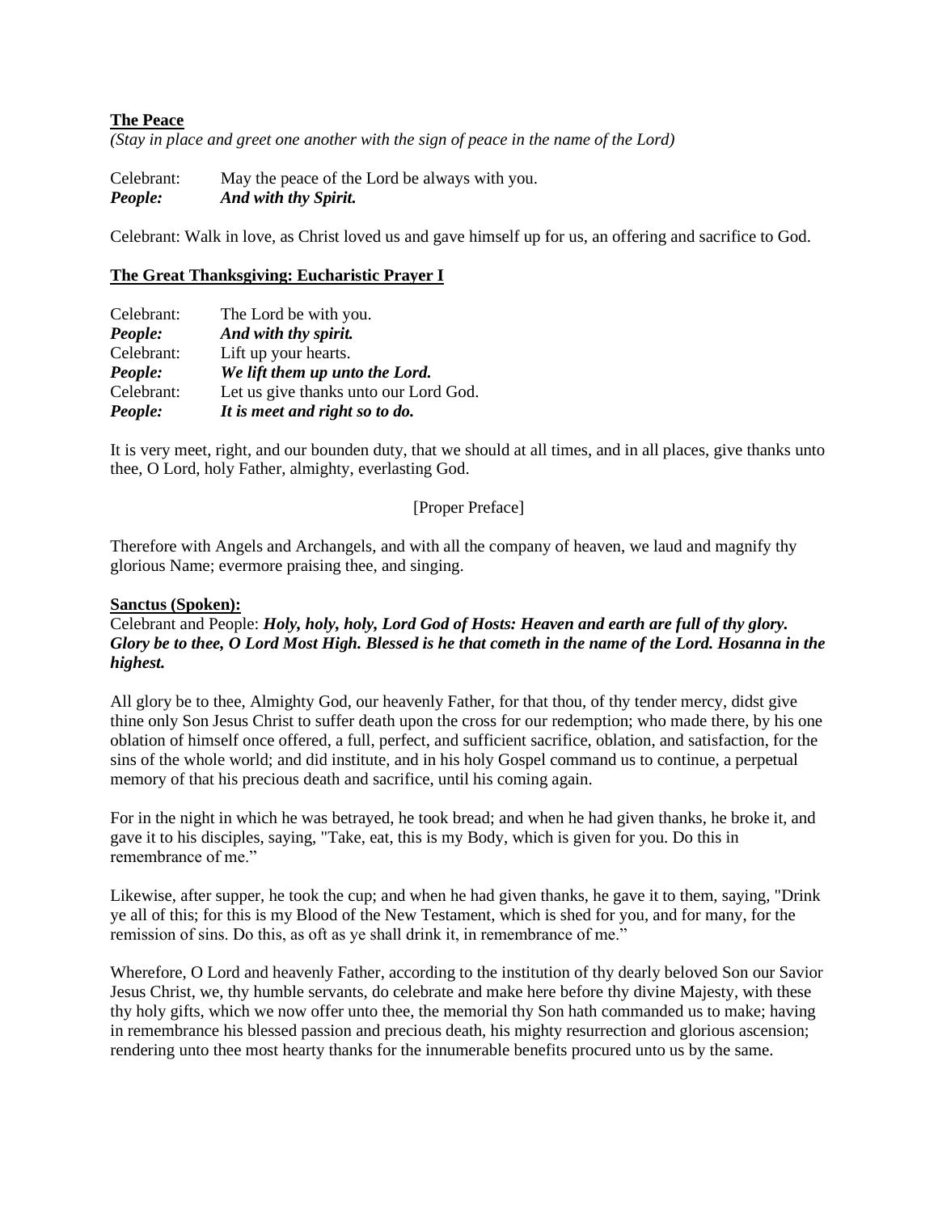**<u>The Peace</u>**

*(Stay in place and greet one another with the sign of peace in the name of the Lord)*

Celebrant: May the peace of the Lord be always with you.
***People: And with thy Spirit.***

Celebrant: Walk in love, as Christ loved us and gave himself up for us, an offering and sacrifice to God.

**<u>The Great Thanksgiving: Eucharistic Prayer I</u>**

Celebrant: The Lord be with you.
***People: And with thy spirit.***
Celebrant: Lift up your hearts.
***People: We lift them up unto the Lord.***
Celebrant: Let us give thanks unto our Lord God.
***People: It is meet and right so to do.***

It is very meet, right, and our bounden duty, that we should at all times, and in all places, give thanks unto thee, O Lord, holy Father, almighty, everlasting God.

[Proper Preface]

Therefore with Angels and Archangels, and with all the company of heaven, we laud and magnify thy glorious Name; evermore praising thee, and singing.

**<u>Sanctus (Spoken):</u>**

Celebrant and People: ***Holy, holy, holy, Lord God of Hosts: Heaven and earth are full of thy glory. Glory be to thee, O Lord Most High. Blessed is he that cometh in the name of the Lord. Hosanna in the highest.***

All glory be to thee, Almighty God, our heavenly Father, for that thou, of thy tender mercy, didst give thine only Son Jesus Christ to suffer death upon the cross for our redemption; who made there, by his one oblation of himself once offered, a full, perfect, and sufficient sacrifice, oblation, and satisfaction, for the sins of the whole world; and did institute, and in his holy Gospel command us to continue, a perpetual memory of that his precious death and sacrifice, until his coming again.

For in the night in which he was betrayed, he took bread; and when he had given thanks, he broke it, and gave it to his disciples, saying, "Take, eat, this is my Body, which is given for you. Do this in remembrance of me."

Likewise, after supper, he took the cup; and when he had given thanks, he gave it to them, saying, "Drink ye all of this; for this is my Blood of the New Testament, which is shed for you, and for many, for the remission of sins. Do this, as oft as ye shall drink it, in remembrance of me."

Wherefore, O Lord and heavenly Father, according to the institution of thy dearly beloved Son our Savior Jesus Christ, we, thy humble servants, do celebrate and make here before thy divine Majesty, with these thy holy gifts, which we now offer unto thee, the memorial thy Son hath commanded us to make; having in remembrance his blessed passion and precious death, his mighty resurrection and glorious ascension; rendering unto thee most hearty thanks for the innumerable benefits procured unto us by the same.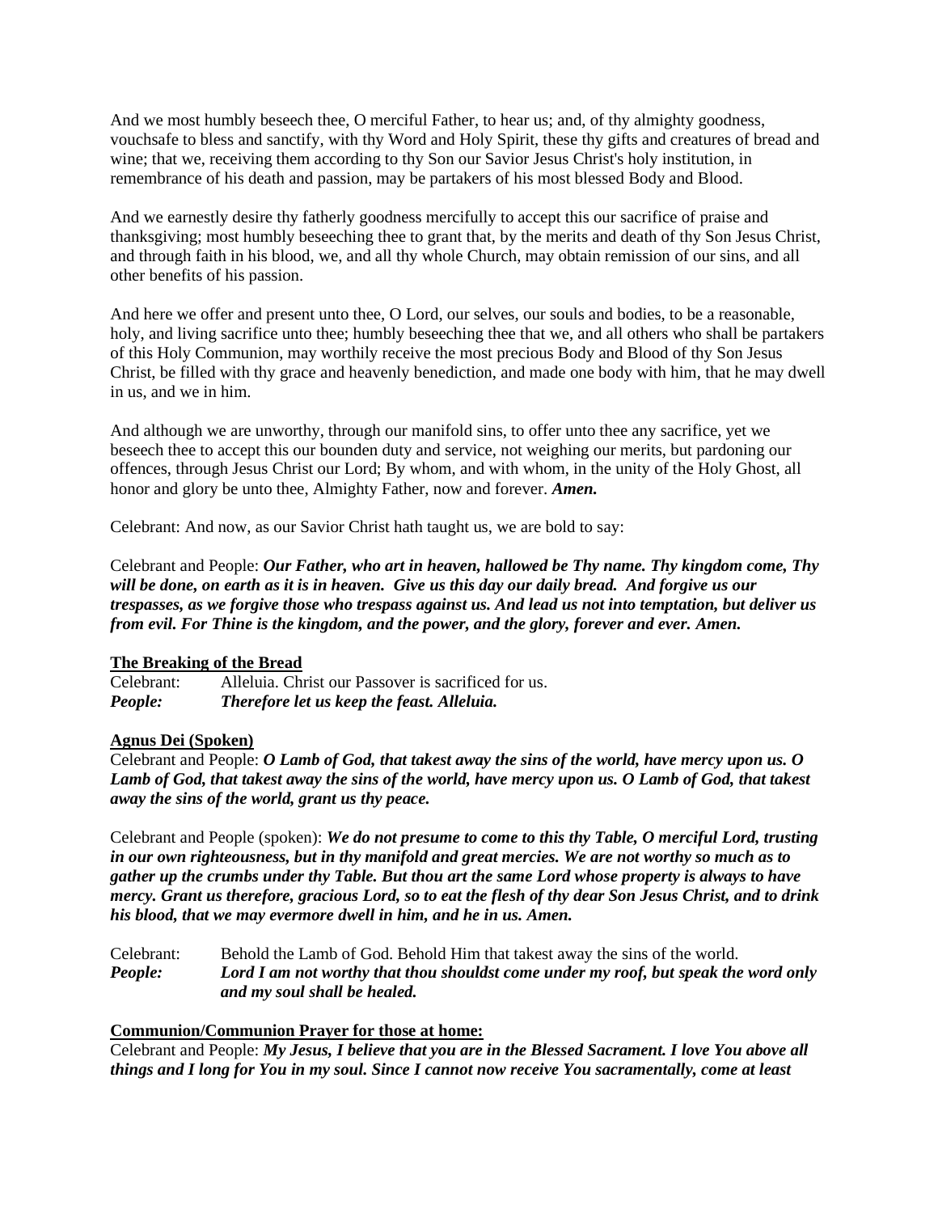And we most humbly beseech thee, O merciful Father, to hear us; and, of thy almighty goodness, vouchsafe to bless and sanctify, with thy Word and Holy Spirit, these thy gifts and creatures of bread and wine; that we, receiving them according to thy Son our Savior Jesus Christ's holy institution, in remembrance of his death and passion, may be partakers of his most blessed Body and Blood.

And we earnestly desire thy fatherly goodness mercifully to accept this our sacrifice of praise and thanksgiving; most humbly beseeching thee to grant that, by the merits and death of thy Son Jesus Christ, and through faith in his blood, we, and all thy whole Church, may obtain remission of our sins, and all other benefits of his passion.

And here we offer and present unto thee, O Lord, our selves, our souls and bodies, to be a reasonable, holy, and living sacrifice unto thee; humbly beseeching thee that we, and all others who shall be partakers of this Holy Communion, may worthily receive the most precious Body and Blood of thy Son Jesus Christ, be filled with thy grace and heavenly benediction, and made one body with him, that he may dwell in us, and we in him.

And although we are unworthy, through our manifold sins, to offer unto thee any sacrifice, yet we beseech thee to accept this our bounden duty and service, not weighing our merits, but pardoning our offences, through Jesus Christ our Lord; By whom, and with whom, in the unity of the Holy Ghost, all honor and glory be unto thee, Almighty Father, now and forever. ***Amen.***

Celebrant: And now, as our Savior Christ hath taught us, we are bold to say:

Celebrant and People: ***Our Father, who art in heaven, hallowed be Thy name. Thy kingdom come, Thy will be done, on earth as it is in heaven. Give us this day our daily bread. And forgive us our trespasses, as we forgive those who trespass against us. And lead us not into temptation, but deliver us from evil. For Thine is the kingdom, and the power, and the glory, forever and ever. Amen.***

**The Breaking of the Bread**

Celebrant: Alleluia. Christ our Passover is sacrificed for us.
***People: Therefore let us keep the feast. Alleluia.***

**Agnus Dei (Spoken)**

Celebrant and People: ***O Lamb of God, that takest away the sins of the world, have mercy upon us. O Lamb of God, that takest away the sins of the world, have mercy upon us. O Lamb of God, that takest away the sins of the world, grant us thy peace.***

Celebrant and People (spoken): ***We do not presume to come to this thy Table, O merciful Lord, trusting in our own righteousness, but in thy manifold and great mercies. We are not worthy so much as to gather up the crumbs under thy Table. But thou art the same Lord whose property is always to have mercy. Grant us therefore, gracious Lord, so to eat the flesh of thy dear Son Jesus Christ, and to drink his blood, that we may evermore dwell in him, and he in us. Amen.***

Celebrant: Behold the Lamb of God. Behold Him that takest away the sins of the world.
***People: Lord I am not worthy that thou shouldst come under my roof, but speak the word only and my soul shall be healed.***

**Communion/Communion Prayer for those at home:**

Celebrant and People: ***My Jesus, I believe that you are in the Blessed Sacrament. I love You above all things and I long for You in my soul. Since I cannot now receive You sacramentally, come at least***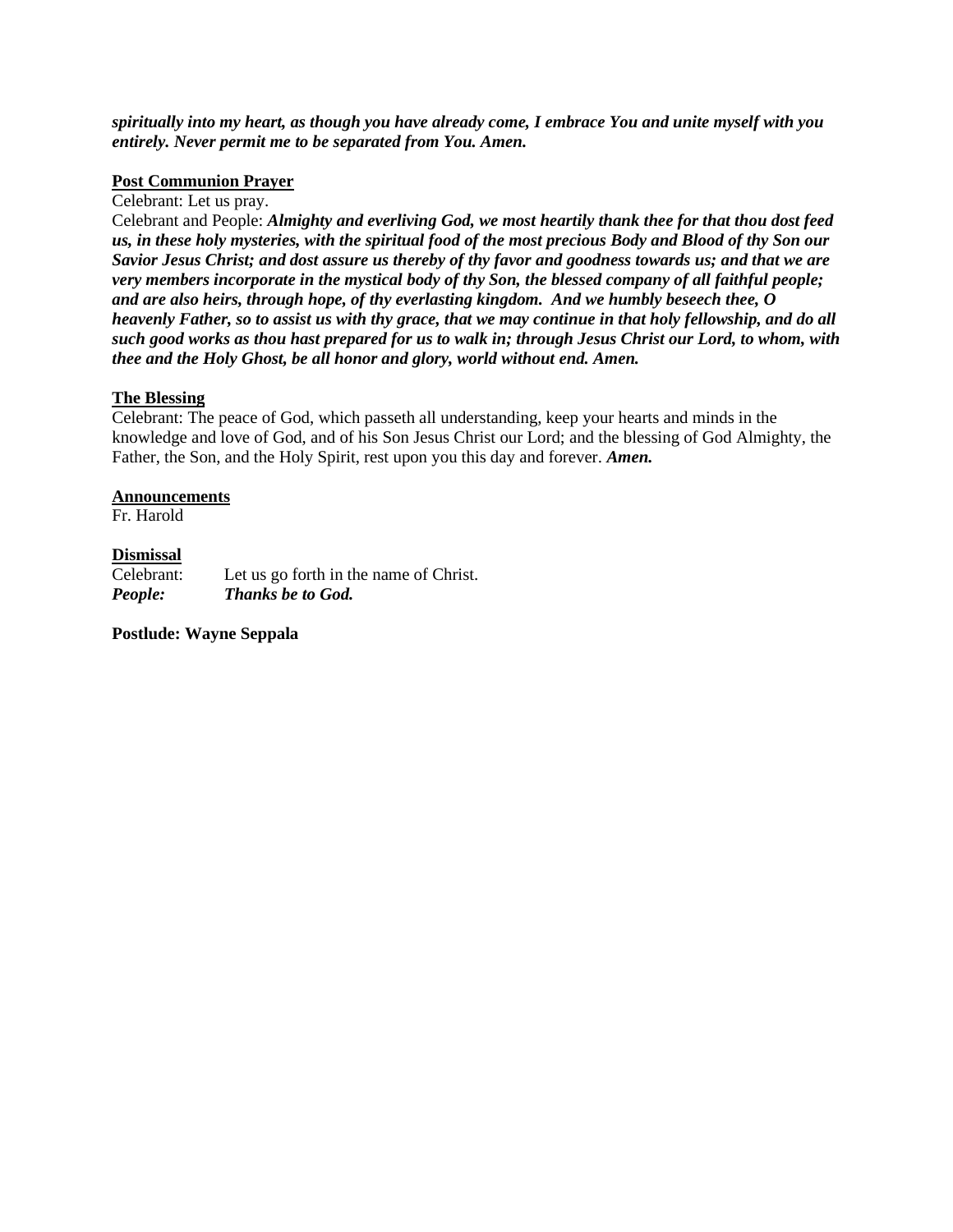***spiritually into my heart, as though you have already come, I embrace You and unite myself with you entirely. Never permit me to be separated from You. Amen.***

**Post Communion Prayer**

Celebrant: Let us pray.

Celebrant and People: ***Almighty and everliving God, we most heartily thank thee for that thou dost feed us, in these holy mysteries, with the spiritual food of the most precious Body and Blood of thy Son our Savior Jesus Christ; and dost assure us thereby of thy favor and goodness towards us; and that we are very members incorporate in the mystical body of thy Son, the blessed company of all faithful people; and are also heirs, through hope, of thy everlasting kingdom. And we humbly beseech thee, O heavenly Father, so to assist us with thy grace, that we may continue in that holy fellowship, and do all such good works as thou hast prepared for us to walk in; through Jesus Christ our Lord, to whom, with thee and the Holy Ghost, be all honor and glory, world without end. Amen.***

**The Blessing**

Celebrant: The peace of God, which passeth all understanding, keep your hearts and minds in the knowledge and love of God, and of his Son Jesus Christ our Lord; and the blessing of God Almighty, the Father, the Son, and the Holy Spirit, rest upon you this day and forever. ***Amen.***

**Announcements**

Fr. Harold

**Dismissal**

Celebrant: Let us go forth in the name of Christ.
***People: Thanks be to God.***

**Postlude: Wayne Seppala**